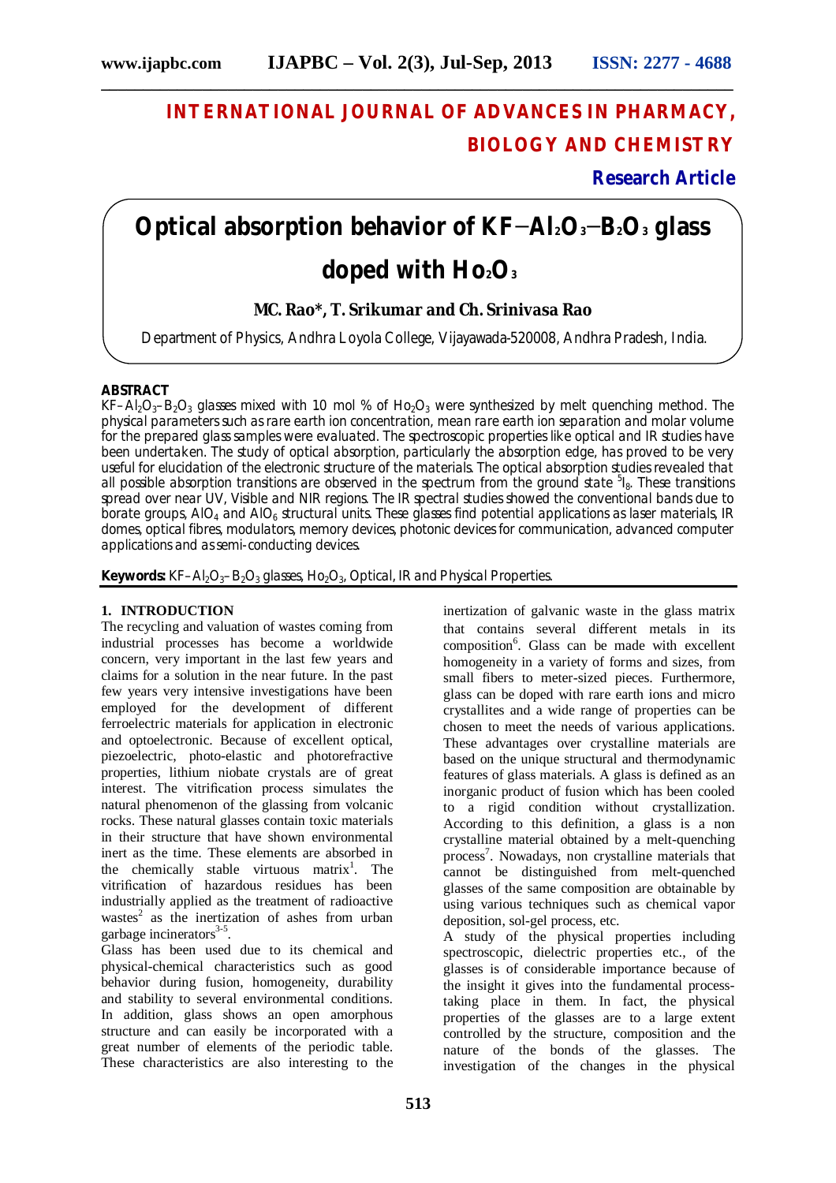# INTERNATIONAL JOURNAL OF ADVANCES IN PHARMACY, BIOLOGY AND CHEMISTRY

**Research Article**

# Optical absorption behavior of $KF-Al_2O_3-B_2O_3$ glass doped with $Ho_2O_3$

**MC. Rao*, T. Srikumar and Ch. Srinivasa Rao**

Department of Physics, Andhra Loyola College, Vijayawada-520008, Andhra Pradesh, India.

## ABSTRACT

$KF-Al_2O_3-B_2O_3$ glasses mixed with 1.0 mol % of $Ho_2O_3$ were synthesized by melt quenching method. The physical parameters such as rare earth ion concentration, mean rare earth ion separation and molar volume for the prepared glass samples were evaluated. The spectroscopic properties like optical and IR studies have been undertaken. The study of optical absorption, particularly the absorption edge, has proved to be very useful for elucidation of the electronic structure of the materials. The optical absorption studies revealed that all possible absorption transitions are observed in the spectrum from the ground state $^5I_8$. These transitions spread over near UV, Visible and NIR regions. The IR spectral studies showed the conventional bands due to borate groups, $AlO_4$ and $AlO_6$ structural units. These glasses find potential applications as laser materials, IR domes, optical fibres, modulators, memory devices, photonic devices for communication, advanced computer applications and as semi-conducting devices.

**Keywords:** $KF-Al_2O_3-B_2O_3$ glasses, $Ho_2O_3$, Optical, IR and Physical Properties.

## 1. INTRODUCTION

The recycling and valuation of wastes coming from industrial processes has become a worldwide concern, very important in the last few years and claims for a solution in the near future. In the past few years very intensive investigations have been employed for the development of different ferroelectric materials for application in electronic and optoelectronic. Because of excellent optical, piezoelectric, photo-elastic and photorefractive properties, lithium niobate crystals are of great interest. The vitrification process simulates the natural phenomenon of the glassing from volcanic rocks. These natural glasses contain toxic materials in their structure that have shown environmental inert as the time. These elements are absorbed in the chemically stable virtuous matrix[1]. The vitrification of hazardous residues has been industrially applied as the treatment of radioactive wastes[2] as the inertization of ashes from urban garbage incinerators[3-5].

Glass has been used due to its chemical and physical-chemical characteristics such as good behavior during fusion, homogeneity, durability and stability to several environmental conditions. In addition, glass shows an open amorphous structure and can easily be incorporated with a great number of elements of the periodic table. These characteristics are also interesting to the inertization of galvanic waste in the glass matrix that contains several different metals in its composition[6]. Glass can be made with excellent homogeneity in a variety of forms and sizes, from small fibers to meter-sized pieces. Furthermore, glass can be doped with rare earth ions and micro crystallites and a wide range of properties can be chosen to meet the needs of various applications. These advantages over crystalline materials are based on the unique structural and thermodynamic features of glass materials. A glass is defined as an inorganic product of fusion which has been cooled to a rigid condition without crystallization. According to this definition, a glass is a non crystalline material obtained by a melt-quenching process[7]. Nowadays, non crystalline materials that cannot be distinguished from melt-quenched glasses of the same composition are obtainable by using various techniques such as chemical vapor deposition, sol-gel process, etc.

A study of the physical properties including spectroscopic, dielectric properties etc., of the glasses is of considerable importance because of the insight it gives into the fundamental process-taking place in them. In fact, the physical properties of the glasses are to a large extent controlled by the structure, composition and the nature of the bonds of the glasses. The investigation of the changes in the physical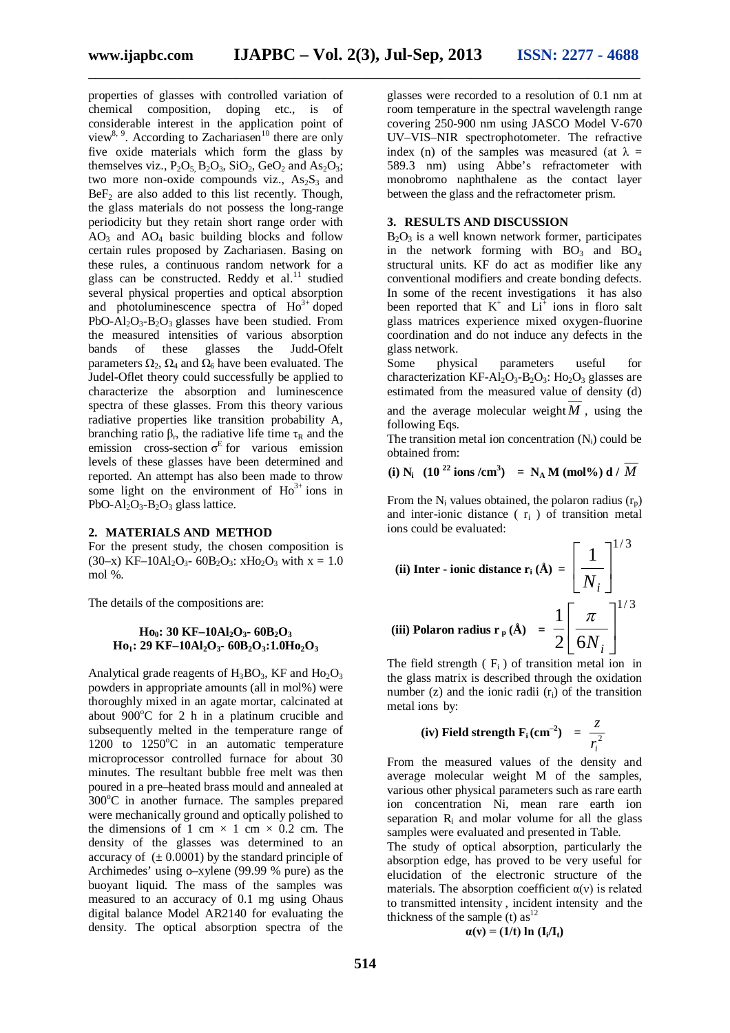properties of glasses with controlled variation of chemical composition, doping etc., is of considerable interest in the application point of view[8, 9]. According to Zachariasen[10] there are only five oxide materials which form the glass by themselves viz., $P_2O_5$, $B_2O_3$, $SiO_2$, $GeO_2$ and $As_2O_3$; two more non-oxide compounds viz., $As_2S_3$ and $BeF_2$ are also added to this list recently. Though, the glass materials do not possess the long-range periodicity but they retain short range order with $AO_3$ and $AO_4$ basic building blocks and follow certain rules proposed by Zachariasen. Basing on these rules, a continuous random network for a glass can be constructed. Reddy et al.[11] studied several physical properties and optical absorption and photoluminescence spectra of $Ho^{3+}$ doped $PbO$-$Al_2O_3$-$B_2O_3$ glasses have been studied. From the measured intensities of various absorption bands of these glasses the Judd-Ofelt parameters $\Omega_2$, $\Omega_4$ and $\Omega_6$ have been evaluated. The Judel-Oflet theory could successfully be applied to characterize the absorption and luminescence spectra of these glasses. From this theory various radiative properties like transition probability A, branching ratio $\beta_r$, the radiative life time $\tau_R$ and the emission cross-section $\sigma^E$ for various emission levels of these glasses have been determined and reported. An attempt has also been made to throw some light on the environment of $Ho^{3+}$ ions in $PbO$-$Al_2O_3$-$B_2O_3$ glass lattice.

## 2. MATERIALS AND METHOD

For the present study, the chosen composition is (30–x) KF–10$Al_2O_3$- 60$B_2O_3$: x$Ho_2O_3$ with x = 1.0 mol %.

The details of the compositions are:

**$Ho_0$: 30 KF–10$Al_2O_3$- 60$B_2O_3$**
**$Ho_1$: 29 KF–10$Al_2O_3$- 60$B_2O_3$:1.0$Ho_2O_3$**

Analytical grade reagents of $H_3BO_3$, KF and $Ho_2O_3$ powders in appropriate amounts (all in mol%) were thoroughly mixed in an agate mortar, calcinated at about 900°C for 2 h in a platinum crucible and subsequently melted in the temperature range of 1200 to 1250°C in an automatic temperature microprocessor controlled furnace for about 30 minutes. The resultant bubble free melt was then poured in a pre–heated brass mould and annealed at 300°C in another furnace. The samples prepared were mechanically ground and optically polished to the dimensions of 1 cm × 1 cm × 0.2 cm. The density of the glasses was determined to an accuracy of (± 0.0001) by the standard principle of Archimedes' using o–xylene (99.99 % pure) as the buoyant liquid. The mass of the samples was measured to an accuracy of 0.1 mg using Ohaus digital balance Model AR2140 for evaluating the density. The optical absorption spectra of the glasses were recorded to a resolution of 0.1 nm at room temperature in the spectral wavelength range covering 250-900 nm using JASCO Model V-670 UV–VIS–NIR spectrophotometer. The refractive index (n) of the samples was measured (at $\lambda$ = 589.3 nm) using Abbe's refractometer with monobromo naphthalene as the contact layer between the glass and the refractometer prism.

## 3. RESULTS AND DISCUSSION

$B_2O_3$ is a well known network former, participates in the network forming with $BO_3$ and $BO_4$ structural units. KF do act as modifier like any conventional modifiers and create bonding defects. In some of the recent investigations it has also been reported that $K^+$ and $Li^+$ ions in floro salt glass matrices experience mixed oxygen-fluorine coordination and do not induce any defects in the glass network.

Some physical parameters useful for characterization KF-$Al_2O_3$-$B_2O_3$: $Ho_2O_3$ glasses are estimated from the measured value of density (d) and the average molecular weight $\overline{M}$, using the following Eqs.

The transition metal ion concentration ($N_i$) could be obtained from:

$$\text{(i) } N_i \ (10^{22} \text{ ions/cm}^3) = N_A \, M \, (\text{mol\%}) \, d / \overline{M}$$

From the $N_i$ values obtained, the polaron radius ($r_p$) and inter-ionic distance ( $r_i$ ) of transition metal ions could be evaluated:

$$\text{(ii) Inter - ionic distance } r_i \, (\text{Å}) = \left[ \frac{1}{N_i} \right]^{1/3}$$

$$\text{(iii) Polaron radius } r_p \, (\text{Å}) = \frac{1}{2} \left[ \frac{\pi}{6N_i} \right]^{1/3}$$

The field strength ( $F_i$ ) of transition metal ion in the glass matrix is described through the oxidation number (z) and the ionic radii ($r_i$) of the transition metal ions by:

$$\text{(iv) Field strength } F_i \, (\text{cm}^{-2}) = \frac{z}{r_i^2}$$

From the measured values of the density and average molecular weight M of the samples, various other physical parameters such as rare earth ion concentration Ni, mean rare earth ion separation $R_i$ and molar volume for all the glass samples were evaluated and presented in Table.

The study of optical absorption, particularly the absorption edge, has proved to be very useful for elucidation of the electronic structure of the materials. The absorption coefficient $\alpha(\nu)$ is related to transmitted intensity , incident intensity and the thickness of the sample (t) as[12]

$$\alpha(\nu) = (1/t) \ln (I_i/I_t)$$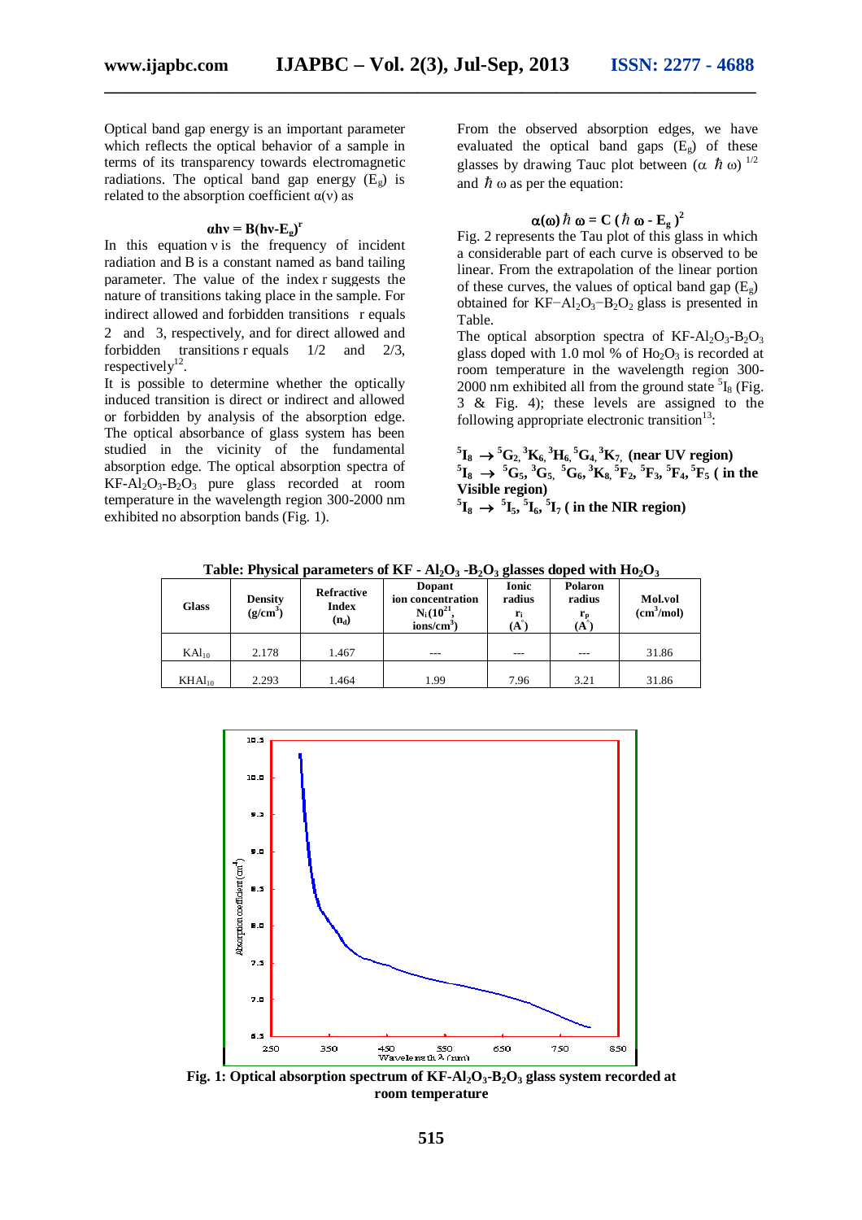Optical band gap energy is an important parameter which reflects the optical behavior of a sample in terms of its transparency towards electromagnetic radiations. The optical band gap energy ($E_g$) is related to the absorption coefficient $\alpha(\nu)$ as

$$\alpha h\nu = B(h\nu - E_g)^r$$

In this equation $\nu$ is the frequency of incident radiation and B is a constant named as band tailing parameter. The value of the index r suggests the nature of transitions taking place in the sample. For indirect allowed and forbidden transitions r equals 2 and 3, respectively, and for direct allowed and forbidden transitions r equals 1/2 and 2/3, respectively[12].

It is possible to determine whether the optically induced transition is direct or indirect and allowed or forbidden by analysis of the absorption edge. The optical absorbance of glass system has been studied in the vicinity of the fundamental absorption edge. The optical absorption spectra of $KF\text{-}Al_2O_3\text{-}B_2O_3$ pure glass recorded at room temperature in the wavelength region 300-2000 nm exhibited no absorption bands (Fig. 1).

From the observed absorption edges, we have evaluated the optical band gaps ($E_g$) of these glasses by drawing Tauc plot between $(\alpha \hbar \omega)^{1/2}$ and $\hbar \omega$ as per the equation:

$$\alpha(\omega)\hbar \omega = C(\hbar \omega - E_g)^2$$

Fig. 2 represents the Tau plot of this glass in which a considerable part of each curve is observed to be linear. From the extrapolation of the linear portion of these curves, the values of optical band gap ($E_g$) obtained for $KF\text{-}Al_2O_3\text{-}B_2O_2$ glass is presented in Table.

The optical absorption spectra of $KF\text{-}Al_2O_3\text{-}B_2O_3$ glass doped with 1.0 mol % of $Ho_2O_3$ is recorded at room temperature in the wavelength region 300-2000 nm exhibited all from the ground state $^5I_8$ (Fig. 3 & Fig. 4); these levels are assigned to the following appropriate electronic transition[13]:

**$^5I_8 \rightarrow {}^5G_2, {}^3K_6, {}^3H_6, {}^5G_4, {}^3K_7$, (near UV region)**
**$^5I_8 \rightarrow {}^5G_5, {}^3G_5, {}^5G_6, {}^3K_8, {}^5F_2, {}^5F_3, {}^5F_4, {}^5F_5$ ( in the Visible region)**
**$^5I_8 \rightarrow {}^5I_5, {}^5I_6, {}^5I_7$ ( in the NIR region)**

**Table: Physical parameters of KF - $Al_2O_3$ -$B_2O_3$ glasses doped with $Ho_2O_3$**

| Glass | Density ($g/cm^3$) | Refractive Index ($n_d$) | Dopant ion concentration $N_i$($10^{21}$, ions/$cm^3$) | Ionic radius $r_i$ (Å) | Polaron radius $r_p$ (Å) | Mol.vol ($cm^3$/mol) |
|---|---|---|---|---|---|---|
| $KAl_{10}$ | 2.178 | 1.467 | --- | --- | --- | 31.86 |
| $KHAl_{10}$ | 2.293 | 1.464 | 1.99 | 7.96 | 3.21 | 31.86 |

**Fig. 1: Optical absorption spectrum of $KF\text{-}Al_2O_3\text{-}B_2O_3$ glass system recorded at room temperature**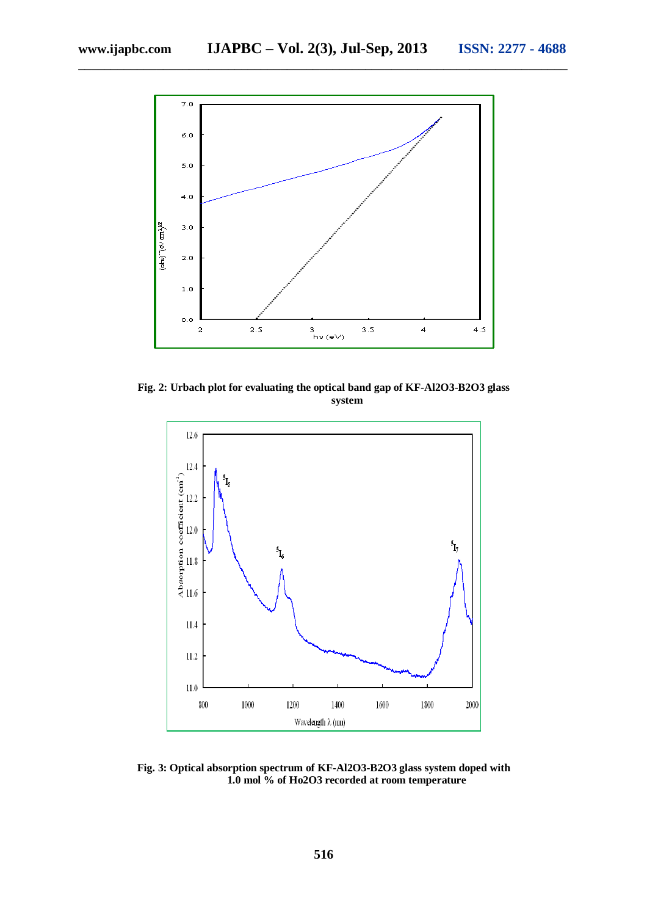**Fig. 2: Urbach plot for evaluating the optical band gap of KF-Al2O3-B2O3 glass system**

**Fig. 3: Optical absorption spectrum of KF-Al2O3-B2O3 glass system doped with 1.0 mol % of Ho2O3 recorded at room temperature**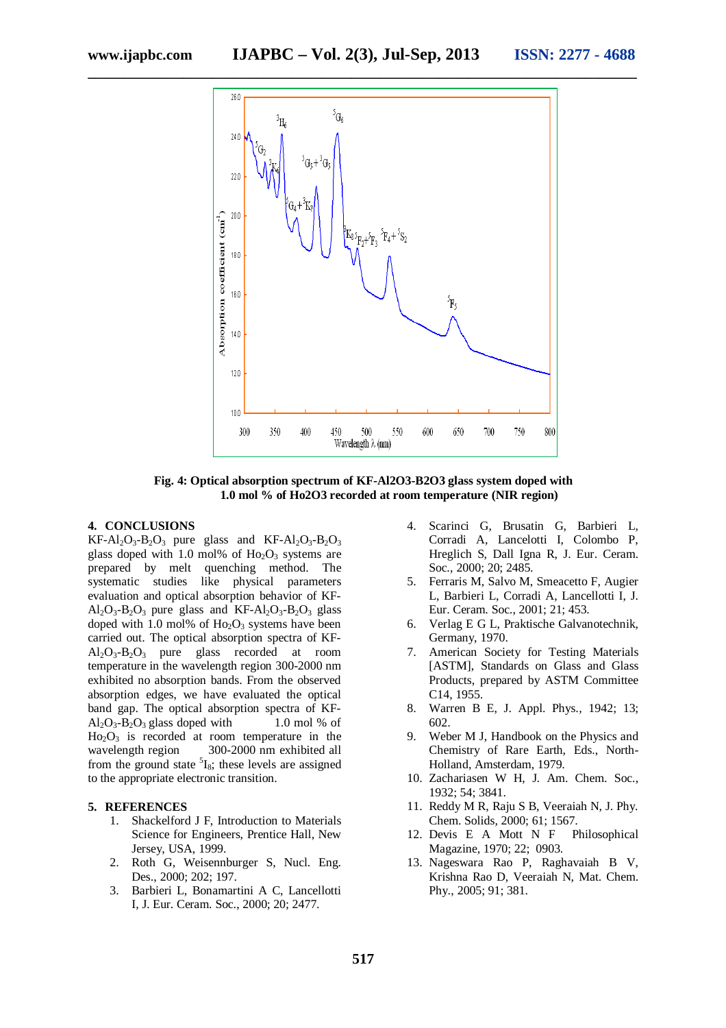26.0

24.0

22.0

20.0

18.0

16.0

14.0

12.0

10.0

Absorption coefficient ($cm^{-1}$)

300 350 400 450 500 550 600 650 700 750 800

Wavelength λ (nm)

$^5G_2$

$^3K_6$

$^3H_6$

$^5G_4+^3K_7$

$^5G_5+^3G_5$

$^5G_6$

$^3K_8$ $^5F_2+^3F_3$

$^5F_4+^5S_2$

$^5F_5$

**Fig. 4: Optical absorption spectrum of KF-Al2O3-B2O3 glass system doped with 1.0 mol % of Ho2O3 recorded at room temperature (NIR region)**

## 4. CONCLUSIONS

$KF-Al_2O_3-B_2O_3$ pure glass and $KF-Al_2O_3-B_2O_3$ glass doped with 1.0 mol% of $Ho_2O_3$ systems are prepared by melt quenching method. The systematic studies like physical parameters evaluation and optical absorption behavior of $KF-Al_2O_3-B_2O_3$ pure glass and $KF-Al_2O_3-B_2O_3$ glass doped with 1.0 mol% of $Ho_2O_3$ systems have been carried out. The optical absorption spectra of $KF-Al_2O_3-B_2O_3$ pure glass recorded at room temperature in the wavelength region 300-2000 nm exhibited no absorption bands. From the observed absorption edges, we have evaluated the optical band gap. The optical absorption spectra of $KF-Al_2O_3-B_2O_3$ glass doped with 1.0 mol % of $Ho_2O_3$ is recorded at room temperature in the wavelength region 300-2000 nm exhibited all from the ground state $^5I_8$; these levels are assigned to the appropriate electronic transition.

## 5. REFERENCES

1. Shackelford J F, Introduction to Materials Science for Engineers, Prentice Hall, New Jersey, USA, 1999.
2. Roth G, Weisennburger S, Nucl. Eng. Des., 2000; 202; 197.
3. Barbieri L, Bonamartini A C, Lancellotti I, J. Eur. Ceram. Soc., 2000; 20; 2477.
4. Scarinci G, Brusatin G, Barbieri L, Corradi A, Lancelotti I, Colombo P, Hreglich S, Dall Igna R, J. Eur. Ceram. Soc., 2000; 20; 2485.
5. Ferraris M, Salvo M, Smeacetto F, Augier L, Barbieri L, Corradi A, Lancellotti I, J. Eur. Ceram. Soc., 2001; 21; 453.
6. Verlag E G L, Praktische Galvanotechnik, Germany, 1970.
7. American Society for Testing Materials [ASTM], Standards on Glass and Glass Products, prepared by ASTM Committee C14, 1955.
8. Warren B E, J. Appl. Phys., 1942; 13; 602.
9. Weber M J, Handbook on the Physics and Chemistry of Rare Earth, Eds., North-Holland, Amsterdam, 1979.
10. Zachariasen W H, J. Am. Chem. Soc., 1932; 54; 3841.
11. Reddy M R, Raju S B, Veeraiah N, J. Phy. Chem. Solids, 2000; 61; 1567.
12. Devis E A Mott N F Philosophical Magazine, 1970; 22; 0903.
13. Nageswara Rao P, Raghavaiah B V, Krishna Rao D, Veeraiah N, Mat. Chem. Phy., 2005; 91; 381.